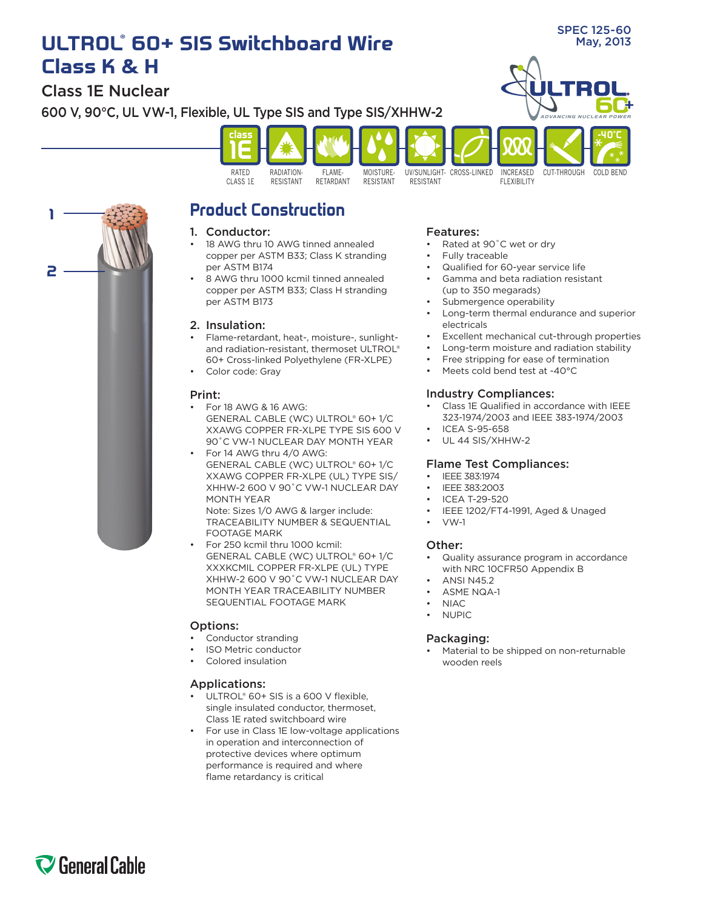# ULTROL® 60+ SIS Switchboard Wire Class K & H

SPEC 125-60
May, 2013

## Class 1E Nuclear

600 V, 90°C, UL VW-1, Flexible, UL Type SIS and Type SIS/XHHW-2

RATED CLASS 1E | RADIATION-RESISTANT | FLAME-RETARDANT | MOISTURE-RESISTANT | UV/SUNLIGHT-RESISTANT | CROSS-LINKED | INCREASED FLEXIBILITY | CUT-THROUGH | COLD BEND

## Product Construction

### 1. Conductor:

- 18 AWG thru 10 AWG tinned annealed copper per ASTM B33; Class K stranding per ASTM B174
- 8 AWG thru 1000 kcmil tinned annealed copper per ASTM B33; Class H stranding per ASTM B173

### 2. Insulation:

- Flame-retardant, heat-, moisture-, sunlight- and radiation-resistant, thermoset ULTROL® 60+ Cross-linked Polyethylene (FR-XLPE)
- Color code: Gray

### Print:

- For 18 AWG & 16 AWG:
  GENERAL CABLE (WC) ULTROL® 60+ 1/C XXAWG COPPER FR-XLPE TYPE SIS 600 V 90˚C VW-1 NUCLEAR DAY MONTH YEAR
- For 14 AWG thru 4/0 AWG:
  GENERAL CABLE (WC) ULTROL® 60+ 1/C XXAWG COPPER FR-XLPE (UL) TYPE SIS/XHHW-2 600 V 90˚C VW-1 NUCLEAR DAY MONTH YEAR
  Note: Sizes 1/0 AWG & larger include: TRACEABILITY NUMBER & SEQUENTIAL FOOTAGE MARK
- For 250 kcmil thru 1000 kcmil:
  GENERAL CABLE (WC) ULTROL® 60+ 1/C XXXKCMIL COPPER FR-XLPE (UL) TYPE XHHW-2 600 V 90˚C VW-1 NUCLEAR DAY MONTH YEAR TRACEABILITY NUMBER SEQUENTIAL FOOTAGE MARK

### Options:

- Conductor stranding
- ISO Metric conductor
- Colored insulation

### Applications:

- ULTROL® 60+ SIS is a 600 V flexible, single insulated conductor, thermoset, Class 1E rated switchboard wire
- For use in Class 1E low-voltage applications in operation and interconnection of protective devices where optimum performance is required and where flame retardancy is critical

### Features:

- Rated at 90˚C wet or dry
- Fully traceable
- Qualified for 60-year service life
- Gamma and beta radiation resistant (up to 350 megarads)
- Submergence operability
- Long-term thermal endurance and superior electricals
- Excellent mechanical cut-through properties
- Long-term moisture and radiation stability
- Free stripping for ease of termination
- Meets cold bend test at -40°C

### Industry Compliances:

- Class 1E Qualified in accordance with IEEE 323-1974/2003 and IEEE 383-1974/2003
- ICEA S-95-658
- UL 44 SIS/XHHW-2

### Flame Test Compliances:

- IEEE 383:1974
- IEEE 383:2003
- ICEA T-29-520
- IEEE 1202/FT4-1991, Aged & Unaged
- VW-1

### Other:

- Quality assurance program in accordance with NRC 10CFR50 Appendix B
- ANSI N45.2
- ASME NQA-1
- NIAC
- NUPIC

### Packaging:

- Material to be shipped on non-returnable wooden reels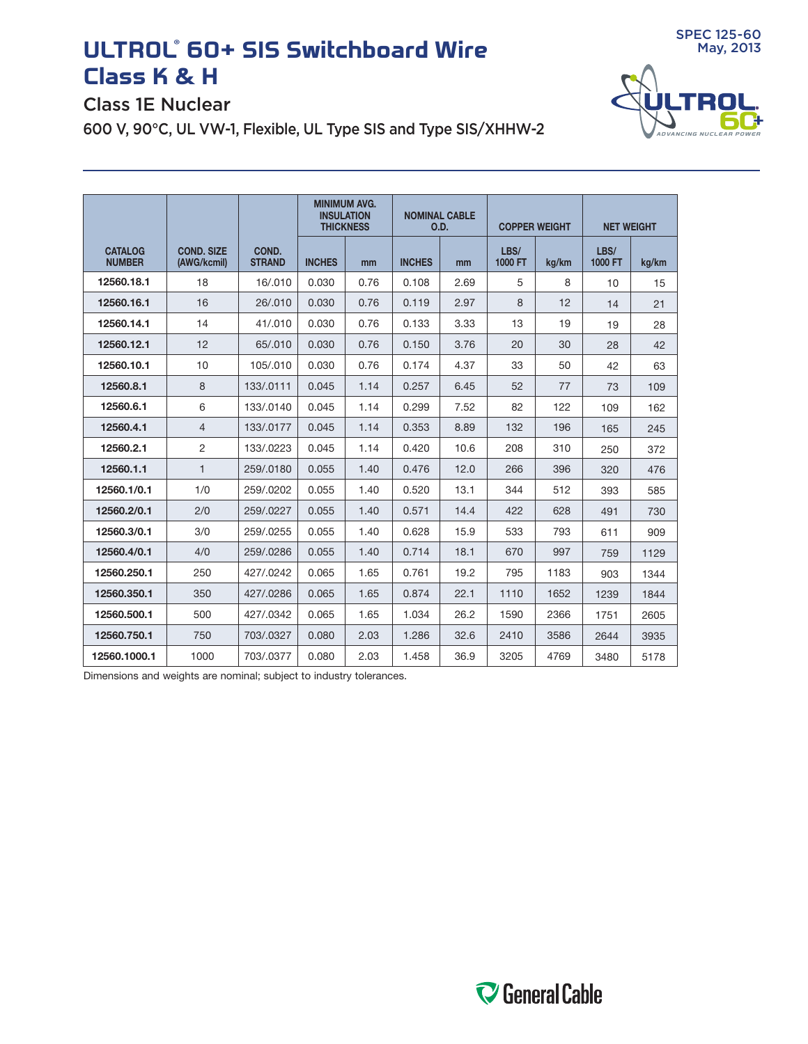# ULTROL® 60+ SIS Switchboard Wire Class K & H

SPEC 125-60
May, 2013

## Class 1E Nuclear

600 V, 90°C, UL VW-1, Flexible, UL Type SIS and Type SIS/XHHW-2

| CATALOG NUMBER | COND. SIZE (AWG/kcmil) | COND. STRAND | MINIMUM AVG. INSULATION THICKNESS | | NOMINAL CABLE O.D. | | COPPER WEIGHT | | NET WEIGHT | |
|---|---|---|---|---|---|---|---|---|---|---|
| | | | INCHES | mm | INCHES | mm | LBS/ 1000 FT | kg/km | LBS/ 1000 FT | kg/km |
| 12560.18.1 | 18 | 16/.010 | 0.030 | 0.76 | 0.108 | 2.69 | 5 | 8 | 10 | 15 |
| 12560.16.1 | 16 | 26/.010 | 0.030 | 0.76 | 0.119 | 2.97 | 8 | 12 | 14 | 21 |
| 12560.14.1 | 14 | 41/.010 | 0.030 | 0.76 | 0.133 | 3.33 | 13 | 19 | 19 | 28 |
| 12560.12.1 | 12 | 65/.010 | 0.030 | 0.76 | 0.150 | 3.76 | 20 | 30 | 28 | 42 |
| 12560.10.1 | 10 | 105/.010 | 0.030 | 0.76 | 0.174 | 4.37 | 33 | 50 | 42 | 63 |
| 12560.8.1 | 8 | 133/.0111 | 0.045 | 1.14 | 0.257 | 6.45 | 52 | 77 | 73 | 109 |
| 12560.6.1 | 6 | 133/.0140 | 0.045 | 1.14 | 0.299 | 7.52 | 82 | 122 | 109 | 162 |
| 12560.4.1 | 4 | 133/.0177 | 0.045 | 1.14 | 0.353 | 8.89 | 132 | 196 | 165 | 245 |
| 12560.2.1 | 2 | 133/.0223 | 0.045 | 1.14 | 0.420 | 10.6 | 208 | 310 | 250 | 372 |
| 12560.1.1 | 1 | 259/.0180 | 0.055 | 1.40 | 0.476 | 12.0 | 266 | 396 | 320 | 476 |
| 12560.1/0.1 | 1/0 | 259/.0202 | 0.055 | 1.40 | 0.520 | 13.1 | 344 | 512 | 393 | 585 |
| 12560.2/0.1 | 2/0 | 259/.0227 | 0.055 | 1.40 | 0.571 | 14.4 | 422 | 628 | 491 | 730 |
| 12560.3/0.1 | 3/0 | 259/.0255 | 0.055 | 1.40 | 0.628 | 15.9 | 533 | 793 | 611 | 909 |
| 12560.4/0.1 | 4/0 | 259/.0286 | 0.055 | 1.40 | 0.714 | 18.1 | 670 | 997 | 759 | 1129 |
| 12560.250.1 | 250 | 427/.0242 | 0.065 | 1.65 | 0.761 | 19.2 | 795 | 1183 | 903 | 1344 |
| 12560.350.1 | 350 | 427/.0286 | 0.065 | 1.65 | 0.874 | 22.1 | 1110 | 1652 | 1239 | 1844 |
| 12560.500.1 | 500 | 427/.0342 | 0.065 | 1.65 | 1.034 | 26.2 | 1590 | 2366 | 1751 | 2605 |
| 12560.750.1 | 750 | 703/.0327 | 0.080 | 2.03 | 1.286 | 32.6 | 2410 | 3586 | 2644 | 3935 |
| 12560.1000.1 | 1000 | 703/.0377 | 0.080 | 2.03 | 1.458 | 36.9 | 3205 | 4769 | 3480 | 5178 |

Dimensions and weights are nominal; subject to industry tolerances.

General Cable